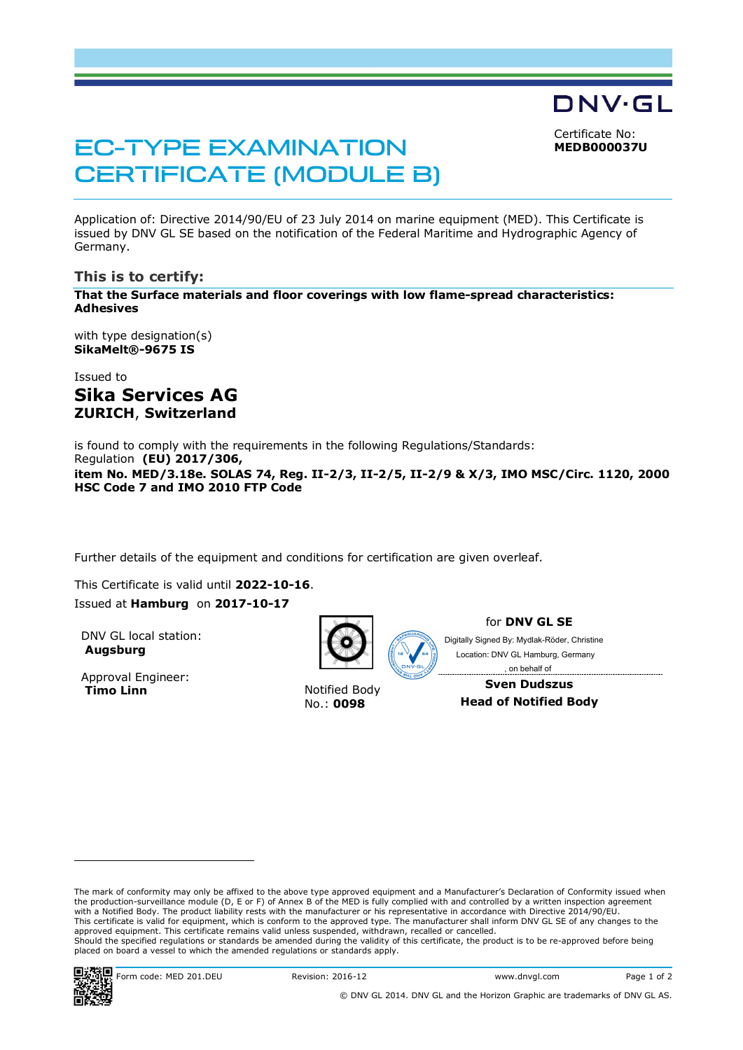DNV·GL

# EC-TYPE EXAMINATION CERTIFICATE (MODULE B)

Certificate No:
**MEDB000037U**

Application of: Directive 2014/90/EU of 23 July 2014 on marine equipment (MED). This Certificate is issued by DNV GL SE based on the notification of the Federal Maritime and Hydrographic Agency of Germany.

## This is to certify:

**That the Surface materials and floor coverings with low flame-spread characteristics: Adhesives**

with type designation(s)
**SikaMelt®-9675 IS**

Issued to

## Sika Services AG

**ZURICH**, **Switzerland**

is found to comply with the requirements in the following Regulations/Standards:
Regulation **(EU) 2017/306,**
**item No. MED/3.18e. SOLAS 74, Reg. II-2/3, II-2/5, II-2/9 & X/3, IMO MSC/Circ. 1120, 2000 HSC Code 7 and IMO 2010 FTP Code**

Further details of the equipment and conditions for certification are given overleaf.

This Certificate is valid until **2022-10-16**.
Issued at **Hamburg** on **2017-10-17**

DNV GL local station:
**Augsburg**

Approval Engineer:
**Timo Linn**

Notified Body
No.: **0098**

for **DNV GL SE**

Digitally Signed By: Mydlak-Röder, Christine
Location: DNV GL Hamburg, Germany
, on behalf of

**Sven Dudszus**
**Head of Notified Body**

The mark of conformity may only be affixed to the above type approved equipment and a Manufacturer's Declaration of Conformity issued when the production-surveillance module (D, E or F) of Annex B of the MED is fully complied with and controlled by a written inspection agreement with a Notified Body. The product liability rests with the manufacturer or his representative in accordance with Directive 2014/90/EU.
This certificate is valid for equipment, which is conform to the approved type. The manufacturer shall inform DNV GL SE of any changes to the approved equipment. This certificate remains valid unless suspended, withdrawn, recalled or cancelled.
Should the specified regulations or standards be amended during the validity of this certificate, the product is to be re-approved before being placed on board a vessel to which the amended regulations or standards apply.

Form code: MED 201.DEU | Revision: 2016-12 | www.dnvgl.com

© DNV GL 2014. DNV GL and the Horizon Graphic are trademarks of DNV GL AS.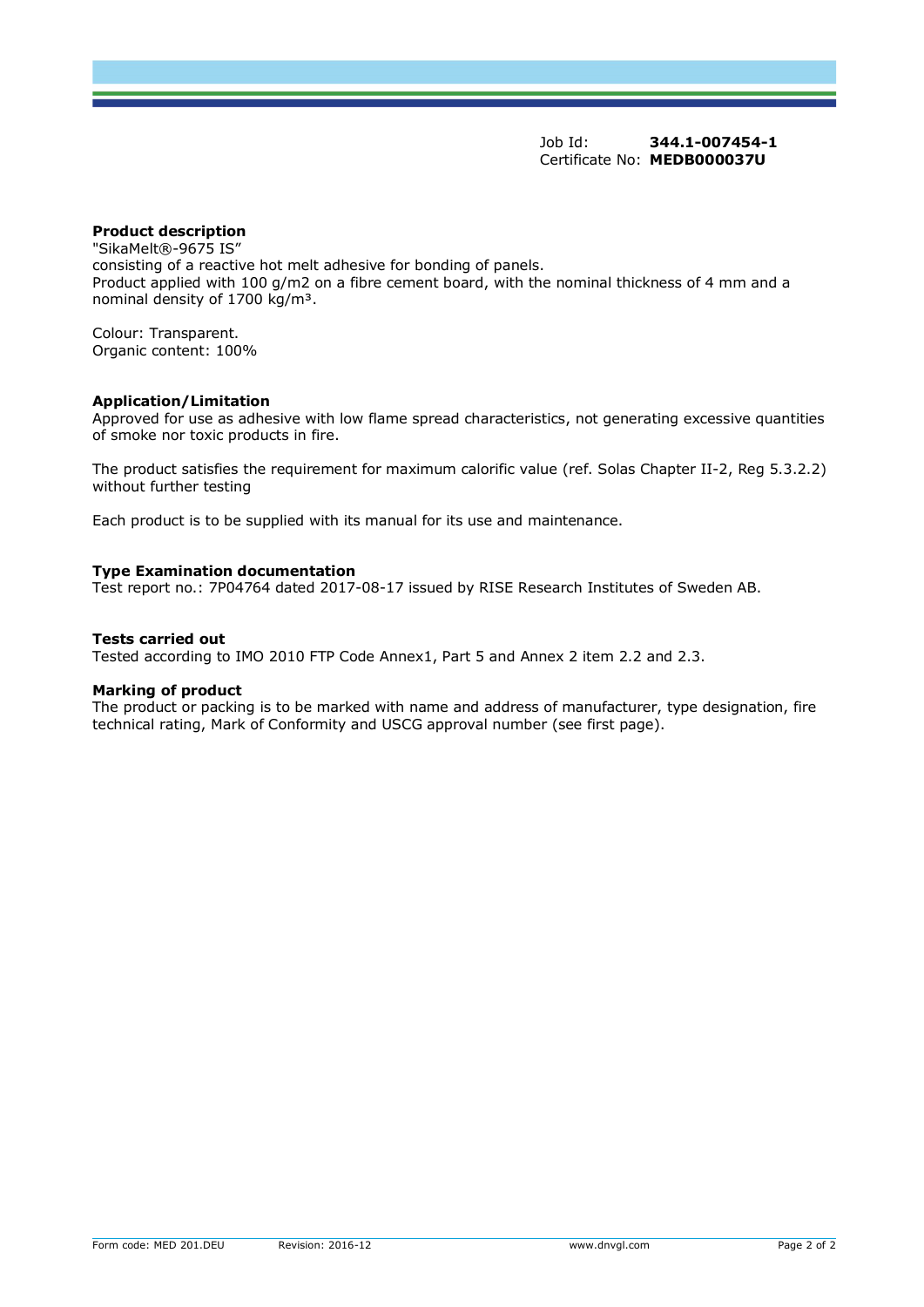Job Id: **344.1-007454-1**
Certificate No: **MEDB000037U**

**Product description**
"SikaMelt®-9675 IS"
consisting of a reactive hot melt adhesive for bonding of panels.
Product applied with 100 g/m2 on a fibre cement board, with the nominal thickness of 4 mm and a nominal density of 1700 kg/m³.

Colour: Transparent.
Organic content: 100%

**Application/Limitation**
Approved for use as adhesive with low flame spread characteristics, not generating excessive quantities of smoke nor toxic products in fire.

The product satisfies the requirement for maximum calorific value (ref. Solas Chapter II-2, Reg 5.3.2.2) without further testing

Each product is to be supplied with its manual for its use and maintenance.

**Type Examination documentation**
Test report no.: 7P04764 dated 2017-08-17 issued by RISE Research Institutes of Sweden AB.

**Tests carried out**
Tested according to IMO 2010 FTP Code Annex1, Part 5 and Annex 2 item 2.2 and 2.3.

**Marking of product**
The product or packing is to be marked with name and address of manufacturer, type designation, fire technical rating, Mark of Conformity and USCG approval number (see first page).